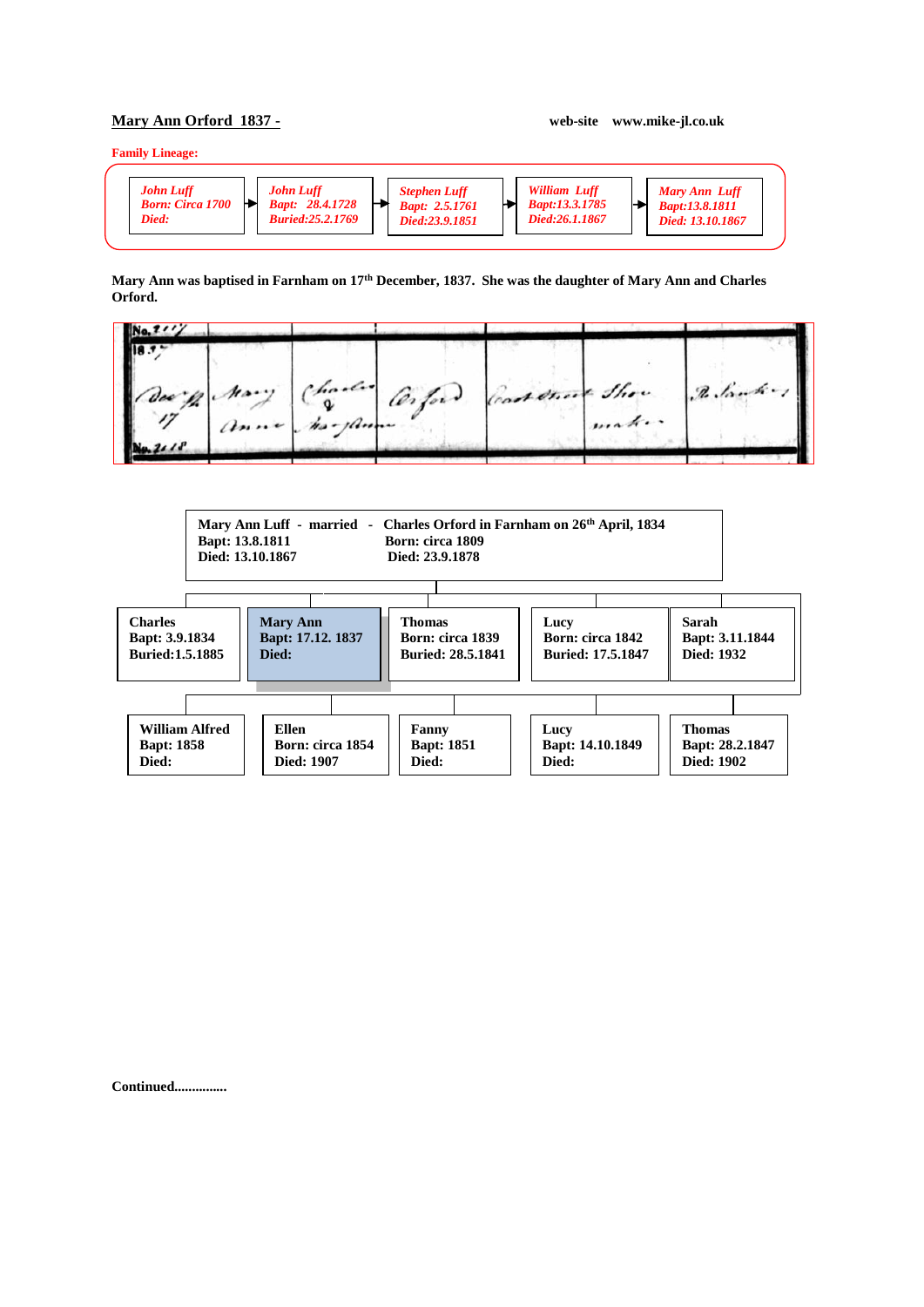**Mary Ann Orford 1837 -** web-site www.mike-jl.co.uk

**Family Lineage:**

| *John Luff* | → | *John Luff* | → | *Stephen Luff* | → | *William Luff* | → | *Mary Ann Luff* |
|---|---|---|---|---|---|---|---|---|
| *Born: Circa 1700* | | *Bapt: 28.4.1728* | | *Bapt: 2.5.1761* | | *Bapt:13.3.1785* | | *Bapt:13.8.1811* |
| *Died:* | | *Buried:25.2.1769* | | *Died:23.9.1851* | | *Died:26.1.1867* | | *Died: 13.10.1867* |

**Mary Ann was baptised in Farnham on 17th December, 1837. She was the daughter of Mary Ann and Charles Orford.**

| No. 2117 | | | | | | |
|---|---|---|---|---|---|---|
| 1837 Decr 17 | Mary Anne | Charles & Mary Anne | Orford | Castle Street | Shoe maker | R. Sankey |
| No. 2118 | | | | | | |

**Mary Ann Luff - married - Charles Orford in Farnham on 26th April, 1834**
**Bapt: 13.8.1811** — **Born: circa 1809**
**Died: 13.10.1867** — **Died: 23.9.1878**

| Charles | Mary Ann | Thomas | Lucy | Sarah |
|---|---|---|---|---|
| Bapt: 3.9.1834 | Bapt: 17.12. 1837 | Born: circa 1839 | Born: circa 1842 | Bapt: 3.11.1844 |
| Buried:1.5.1885 | Died: | Buried: 28.5.1841 | Buried: 17.5.1847 | Died: 1932 |

| William Alfred | Ellen | Fanny | Lucy | Thomas |
|---|---|---|---|---|
| Bapt: 1858 | Born: circa 1854 | Bapt: 1851 | Bapt: 14.10.1849 | Bapt: 28.2.1847 |
| Died: | Died: 1907 | Died: | Died: | Died: 1902 |

**Continued...............**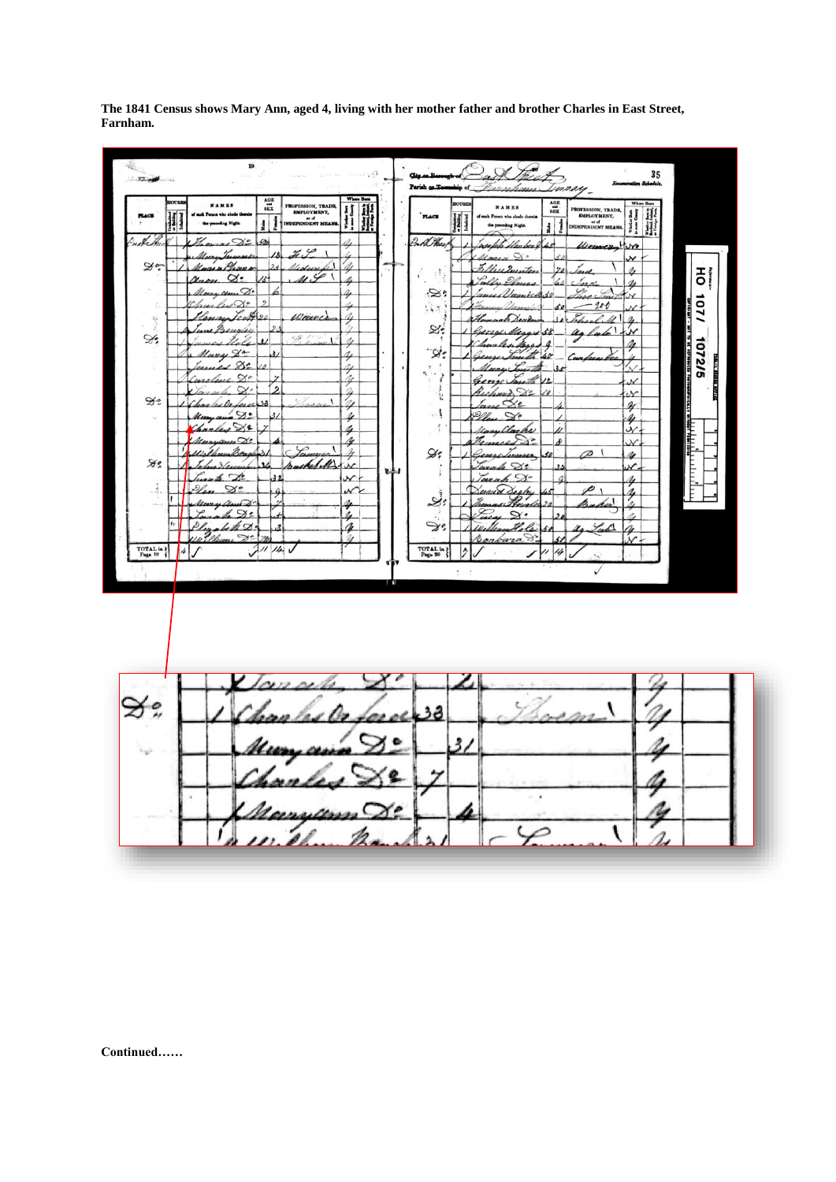**The 1841 Census shows Mary Ann, aged 4, living with her mother father and brother Charles in East Street, Farnham.**

**Continued……**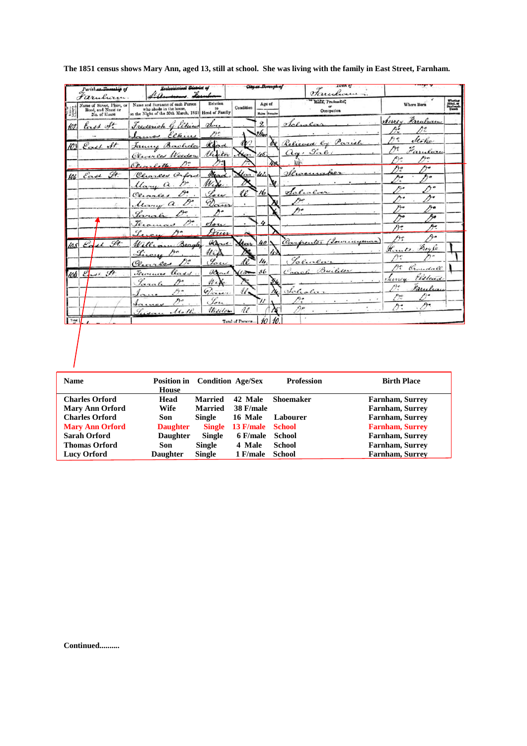**The 1851 census shows Mary Ann, aged 13, still at school. She was living with the family in East Street, Farnham.**

| Name | Position in House | Condition | Age/Sex | Profession | Birth Place |
|---|---|---|---|---|---|
| **Charles Orford** | **Head** | **Married** | **42 Male** | **Shoemaker** | **Farnham, Surrey** |
| **Mary Ann Orford** | **Wife** | **Married** | **38 F/male** | | **Farnham, Surrey** |
| **Charles Orford** | **Son** | **Single** | **16 Male** | **Labourer** | **Farnham, Surrey** |
| **Mary Ann Orford** | **Daughter** | **Single** | **13 F/male** | **School** | **Farnham, Surrey** |
| **Sarah Orford** | **Daughter** | **Single** | **6 F/male** | **School** | **Farnham, Surrey** |
| **Thomas Orford** | **Son** | **Single** | **4 Male** | **School** | **Farnham, Surrey** |
| **Lucy Orford** | **Daughter** | **Single** | **1 F/male** | **School** | **Farnham, Surrey** |

**Continued..........**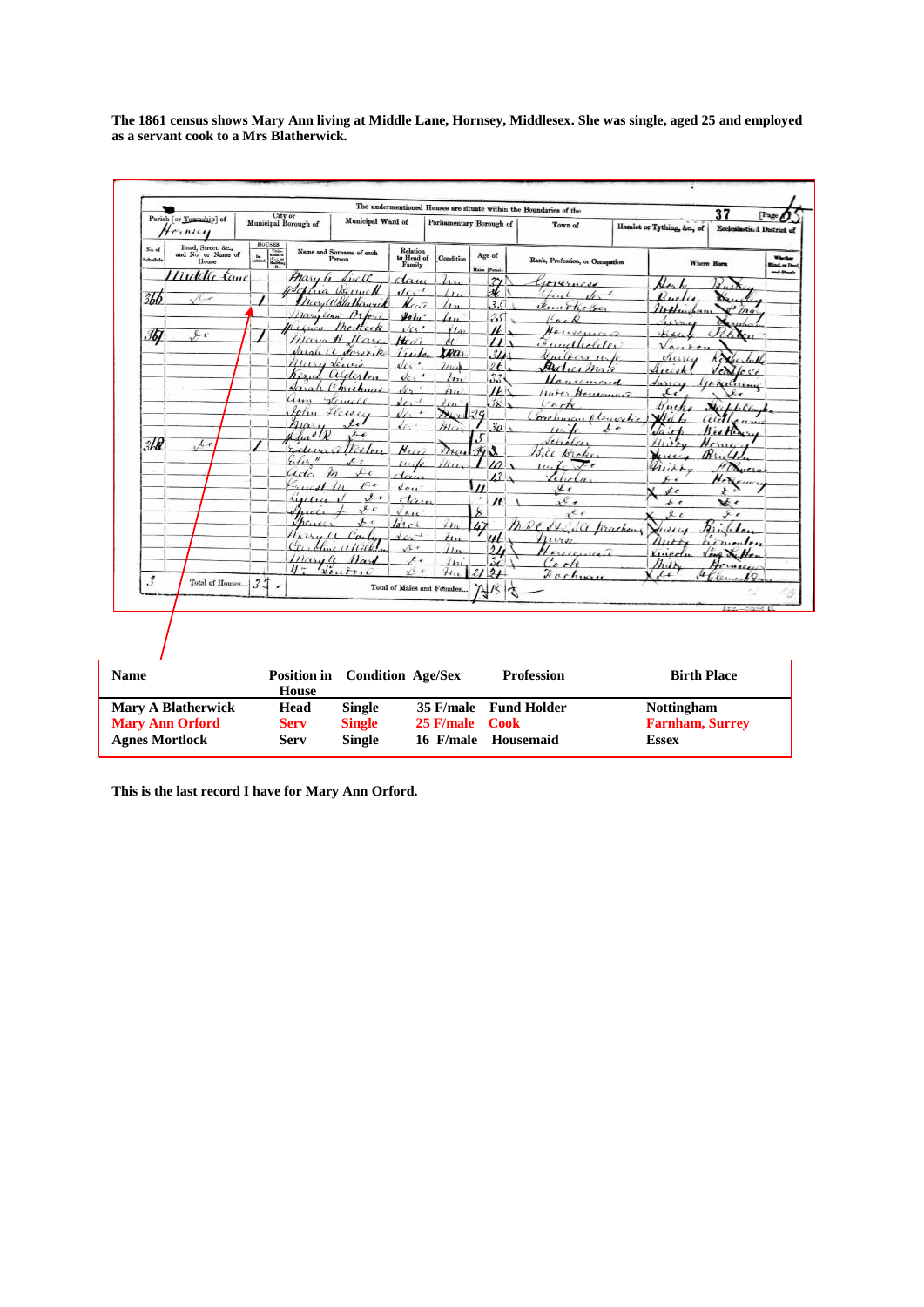**The 1861 census shows Mary Ann living at Middle Lane, Hornsey, Middlesex. She was single, aged 25 and employed as a servant cook to a Mrs Blatherwick.**

| Name | Position in House | Condition | Age/Sex | Profession | Birth Place |
|---|---|---|---|---|---|
| Mary A Blatherwick | Head | Single | 35 F/male | Fund Holder | Nottingham |
| Mary Ann Orford | Serv | Single | 25 F/male | Cook | Farnham, Surrey |
| Agnes Mortlock | Serv | Single | 16 F/male | Housemaid | Essex |

**This is the last record I have for Mary Ann Orford.**